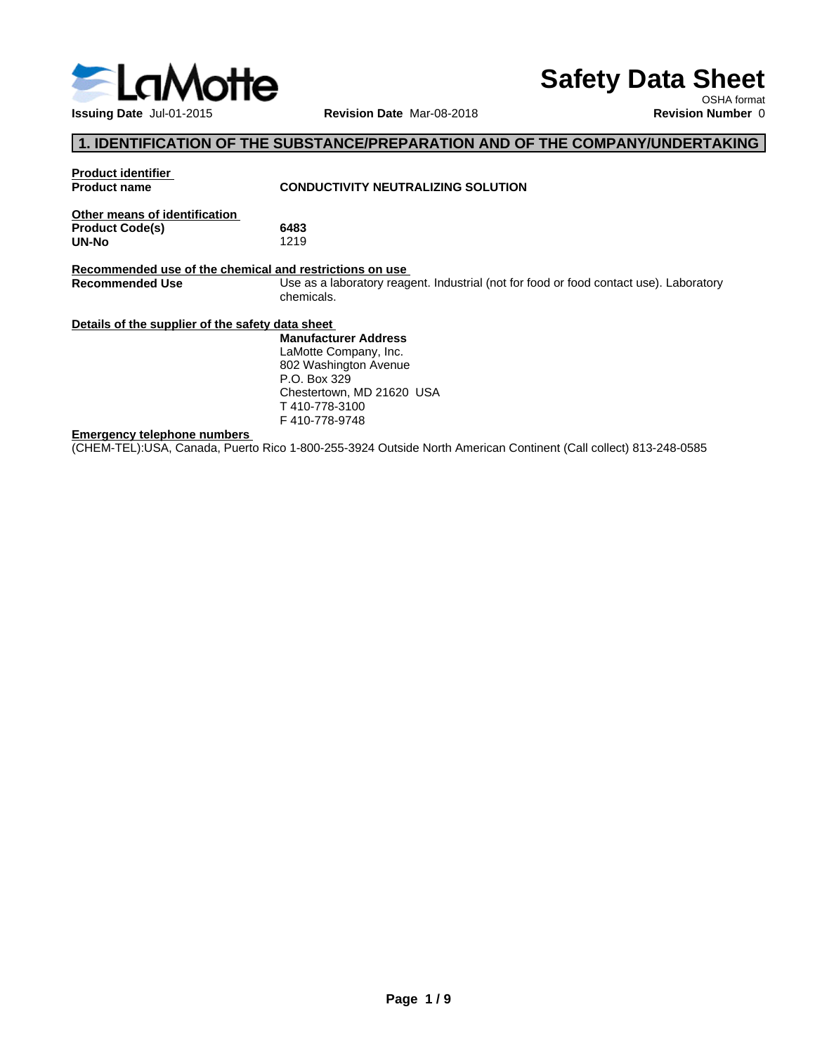# Safety Data Sheet

OSHA format

**Issuing Date** Jul-01-2015 **Revision Date** Mar-08-2018 **Revision Number** 0

## 1. IDENTIFICATION OF THE SUBSTANCE/PREPARATION AND OF THE COMPANY/UNDERTAKING

**Product identifier**

**Product name** **CONDUCTIVITY NEUTRALIZING SOLUTION**

**Other means of identification**

**Product Code(s)** **6483**

**UN-No** 1219

**Recommended use of the chemical and restrictions on use**

**Recommended Use** Use as a laboratory reagent. Industrial (not for food or food contact use). Laboratory chemicals.

**Details of the supplier of the safety data sheet**

**Manufacturer Address**
LaMotte Company, Inc.
802 Washington Avenue
P.O. Box 329
Chestertown, MD 21620 USA
T 410-778-3100
F 410-778-9748

**Emergency telephone numbers**

(CHEM-TEL):USA, Canada, Puerto Rico 1-800-255-3924 Outside North American Continent (Call collect) 813-248-0585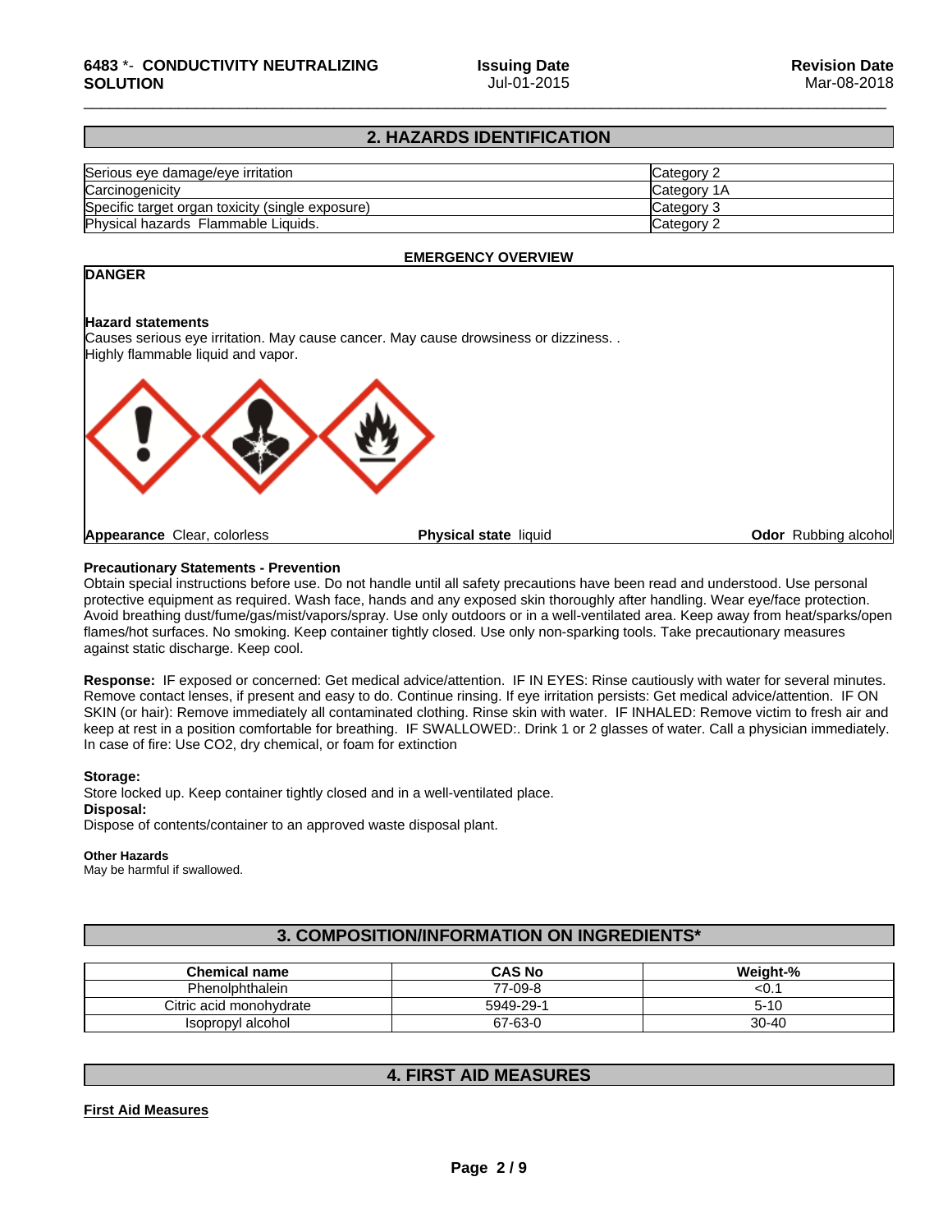## 2. HAZARDS IDENTIFICATION

| | |
|---|---|
| Serious eye damage/eye irritation | Category 2 |
| Carcinogenicity | Category 1A |
| Specific target organ toxicity (single exposure) | Category 3 |
| Physical hazards Flammable Liquids. | Category 2 |

**EMERGENCY OVERVIEW**

**DANGER**

**Hazard statements**

Causes serious eye irritation. May cause cancer. May cause drowsiness or dizziness. .
Highly flammable liquid and vapor.

**Appearance** Clear, colorless **Physical state** liquid **Odor** Rubbing alcohol

**Precautionary Statements - Prevention**

Obtain special instructions before use. Do not handle until all safety precautions have been read and understood. Use personal protective equipment as required. Wash face, hands and any exposed skin thoroughly after handling. Wear eye/face protection. Avoid breathing dust/fume/gas/mist/vapors/spray. Use only outdoors or in a well-ventilated area. Keep away from heat/sparks/open flames/hot surfaces. No smoking. Keep container tightly closed. Use only non-sparking tools. Take precautionary measures against static discharge. Keep cool.

**Response:** IF exposed or concerned: Get medical advice/attention. IF IN EYES: Rinse cautiously with water for several minutes. Remove contact lenses, if present and easy to do. Continue rinsing. If eye irritation persists: Get medical advice/attention. IF ON SKIN (or hair): Remove immediately all contaminated clothing. Rinse skin with water. IF INHALED: Remove victim to fresh air and keep at rest in a position comfortable for breathing. IF SWALLOWED:. Drink 1 or 2 glasses of water. Call a physician immediately. In case of fire: Use CO2, dry chemical, or foam for extinction

**Storage:**

Store locked up. Keep container tightly closed and in a well-ventilated place.

**Disposal:**

Dispose of contents/container to an approved waste disposal plant.

**Other Hazards**

May be harmful if swallowed.

## 3. COMPOSITION/INFORMATION ON INGREDIENTS*

| Chemical name | CAS No | Weight-% |
|---|---|---|
| Phenolphthalein | 77-09-8 | <0.1 |
| Citric acid monohydrate | 5949-29-1 | 5-10 |
| Isopropyl alcohol | 67-63-0 | 30-40 |

## 4. FIRST AID MEASURES

**First Aid Measures**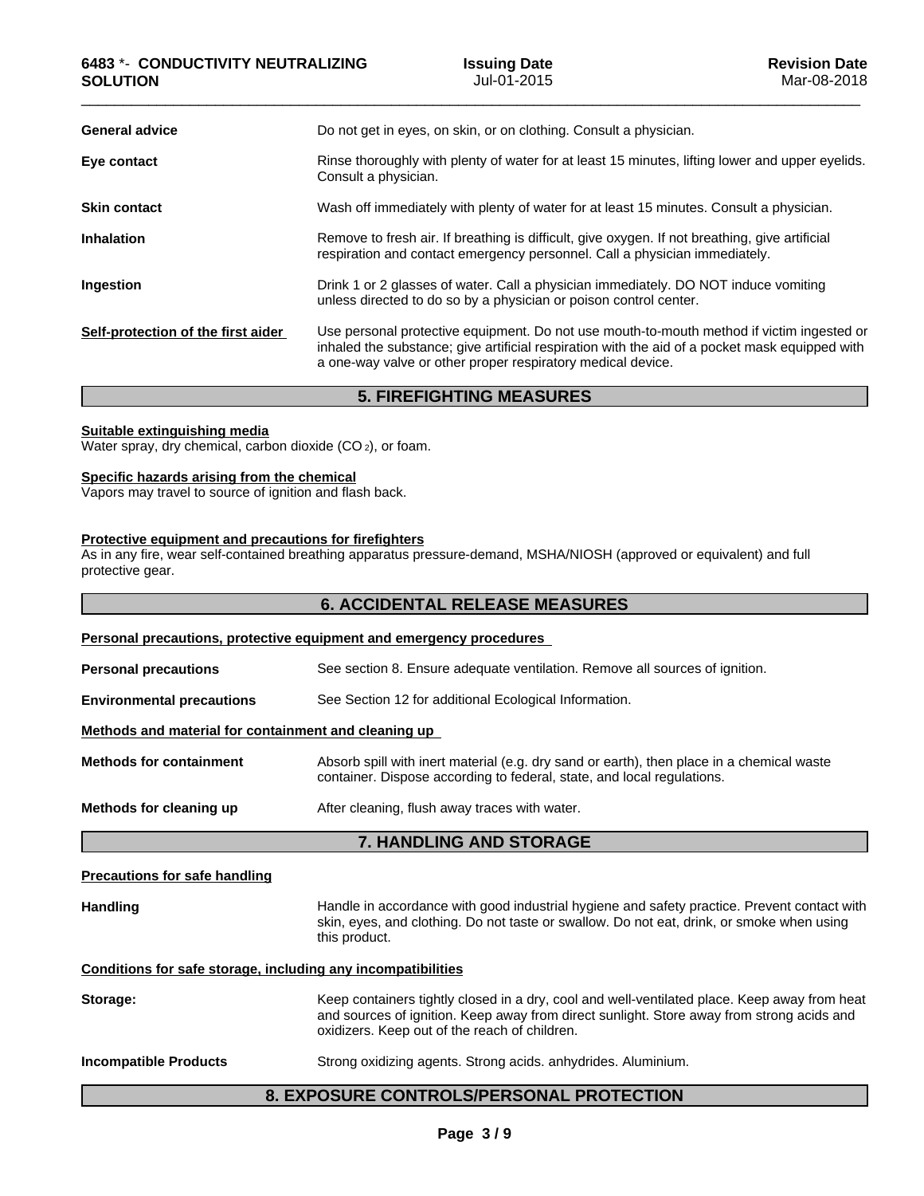| | |
|---|---|
| **General advice** | Do not get in eyes, on skin, or on clothing. Consult a physician. |
| **Eye contact** | Rinse thoroughly with plenty of water for at least 15 minutes, lifting lower and upper eyelids. Consult a physician. |
| **Skin contact** | Wash off immediately with plenty of water for at least 15 minutes. Consult a physician. |
| **Inhalation** | Remove to fresh air. If breathing is difficult, give oxygen. If not breathing, give artificial respiration and contact emergency personnel. Call a physician immediately. |
| **Ingestion** | Drink 1 or 2 glasses of water. Call a physician immediately. DO NOT induce vomiting unless directed to do so by a physician or poison control center. |
| **Self-protection of the first aider** | Use personal protective equipment. Do not use mouth-to-mouth method if victim ingested or inhaled the substance; give artificial respiration with the aid of a pocket mask equipped with a one-way valve or other proper respiratory medical device. |

## 5. FIREFIGHTING MEASURES

**Suitable extinguishing media**
Water spray, dry chemical, carbon dioxide ($CO_2$), or foam.

**Specific hazards arising from the chemical**
Vapors may travel to source of ignition and flash back.

**Protective equipment and precautions for firefighters**
As in any fire, wear self-contained breathing apparatus pressure-demand, MSHA/NIOSH (approved or equivalent) and full protective gear.

## 6. ACCIDENTAL RELEASE MEASURES

**Personal precautions, protective equipment and emergency procedures**

| | |
|---|---|
| **Personal precautions** | See section 8. Ensure adequate ventilation. Remove all sources of ignition. |
| **Environmental precautions** | See Section 12 for additional Ecological Information. |

**Methods and material for containment and cleaning up**

| | |
|---|---|
| **Methods for containment** | Absorb spill with inert material (e.g. dry sand or earth), then place in a chemical waste container. Dispose according to federal, state, and local regulations. |
| **Methods for cleaning up** | After cleaning, flush away traces with water. |

## 7. HANDLING AND STORAGE

**Precautions for safe handling**

| | |
|---|---|
| **Handling** | Handle in accordance with good industrial hygiene and safety practice. Prevent contact with skin, eyes, and clothing. Do not taste or swallow. Do not eat, drink, or smoke when using this product. |

**Conditions for safe storage, including any incompatibilities**

| | |
|---|---|
| **Storage:** | Keep containers tightly closed in a dry, cool and well-ventilated place. Keep away from heat and sources of ignition. Keep away from direct sunlight. Store away from strong acids and oxidizers. Keep out of the reach of children. |
| **Incompatible Products** | Strong oxidizing agents. Strong acids. anhydrides. Aluminium. |

## 8. EXPOSURE CONTROLS/PERSONAL PROTECTION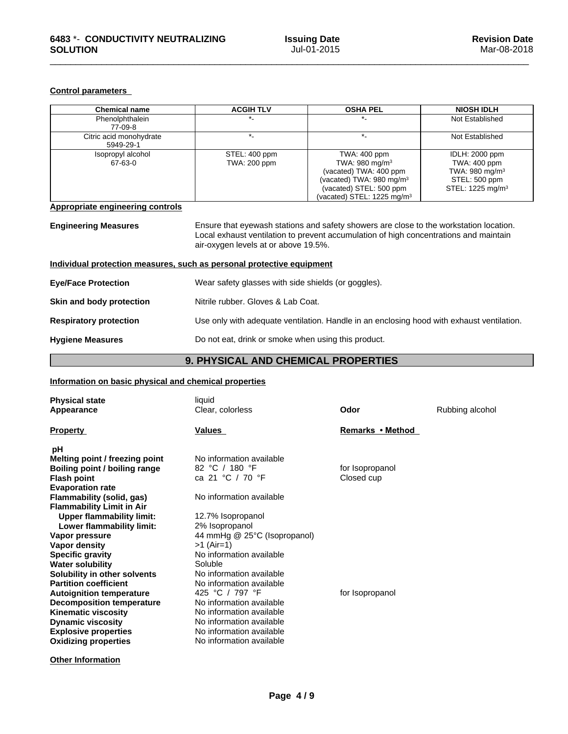**Control parameters**

| Chemical name | ACGIH TLV | OSHA PEL | NIOSH IDLH |
|---|---|---|---|
| Phenolphthalein<br>77-09-8 | *- | *- | Not Established |
| Citric acid monohydrate<br>5949-29-1 | *- | *- | Not Established |
| Isopropyl alcohol<br>67-63-0 | STEL: 400 ppm<br>TWA: 200 ppm | TWA: 400 ppm<br>TWA: 980 mg/m$^3$<br>(vacated) TWA: 400 ppm<br>(vacated) TWA: 980 mg/m$^3$<br>(vacated) STEL: 500 ppm<br>(vacated) STEL: 1225 mg/m$^3$ | IDLH: 2000 ppm<br>TWA: 400 ppm<br>TWA: 980 mg/m$^3$<br>STEL: 500 ppm<br>STEL: 1225 mg/m$^3$ |

**Appropriate engineering controls**

**Engineering Measures** Ensure that eyewash stations and safety showers are close to the workstation location. Local exhaust ventilation to prevent accumulation of high concentrations and maintain air-oxygen levels at or above 19.5%.

**Individual protection measures, such as personal protective equipment**

**Eye/Face Protection** Wear safety glasses with side shields (or goggles).

**Skin and body protection** Nitrile rubber. Gloves & Lab Coat.

**Respiratory protection** Use only with adequate ventilation. Handle in an enclosing hood with exhaust ventilation.

**Hygiene Measures** Do not eat, drink or smoke when using this product.

## 9. PHYSICAL AND CHEMICAL PROPERTIES

**Information on basic physical and chemical properties**

**Physical state** liquid
**Appearance** Clear, colorless **Odor** Rubbing alcohol

| Property | Values | Remarks • Method |
|---|---|---|
| pH | | |
| Melting point / freezing point | No information available | |
| Boiling point / boiling range | 82 °C / 180 °F | for Isopropanol |
| Flash point | ca 21 °C / 70 °F | Closed cup |
| Evaporation rate | | |
| Flammability (solid, gas) | No information available | |
| Flammability Limit in Air | | |
| Upper flammability limit: | 12.7% Isopropanol | |
| Lower flammability limit: | 2% Isopropanol | |
| Vapor pressure | 44 mmHg @ 25°C (Isopropanol) | |
| Vapor density | >1 (Air=1) | |
| Specific gravity | No information available | |
| Water solubility | Soluble | |
| Solubility in other solvents | No information available | |
| Partition coefficient | No information available | |
| Autoignition temperature | 425 °C / 797 °F | for Isopropanol |
| Decomposition temperature | No information available | |
| Kinematic viscosity | No information available | |
| Dynamic viscosity | No information available | |
| Explosive properties | No information available | |
| Oxidizing properties | No information available | |

**Other Information**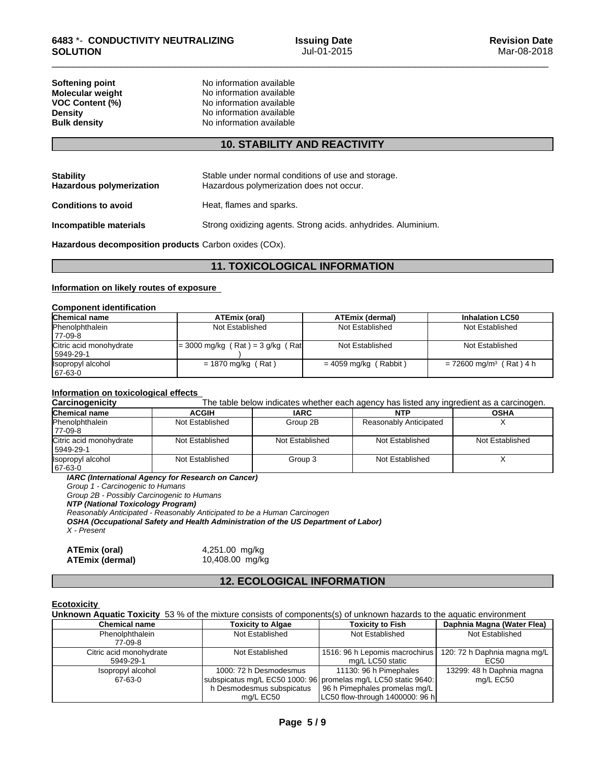| | |
|---|---|
| **Softening point** | No information available |
| **Molecular weight** | No information available |
| **VOC Content (%)** | No information available |
| **Density** | No information available |
| **Bulk density** | No information available |

## 10. STABILITY AND REACTIVITY

| | |
|---|---|
| **Stability** | Stable under normal conditions of use and storage. |
| **Hazardous polymerization** | Hazardous polymerization does not occur. |
| **Conditions to avoid** | Heat, flames and sparks. |
| **Incompatible materials** | Strong oxidizing agents. Strong acids. anhydrides. Aluminium. |

**Hazardous decomposition products** Carbon oxides (COx).

## 11. TOXICOLOGICAL INFORMATION

**Information on likely routes of exposure**

**Component identification**

| Chemical name | ATEmix (oral) | ATEmix (dermal) | Inhalation LC50 |
|---|---|---|---|
| Phenolphthalein 77-09-8 | Not Established | Not Established | Not Established |
| Citric acid monohydrate 5949-29-1 | = 3000 mg/kg ( Rat ) = 3 g/kg ( Rat ) | Not Established | Not Established |
| Isopropyl alcohol 67-63-0 | = 1870 mg/kg ( Rat ) | = 4059 mg/kg ( Rabbit ) | = 72600 mg/m³ ( Rat ) 4 h |

**Information on toxicological effects**

**Carcinogenicity** The table below indicates whether each agency has listed any ingredient as a carcinogen.

| Chemical name | ACGIH | IARC | NTP | OSHA |
|---|---|---|---|---|
| Phenolphthalein 77-09-8 | Not Established | Group 2B | Reasonably Anticipated | X |
| Citric acid monohydrate 5949-29-1 | Not Established | Not Established | Not Established | Not Established |
| Isopropyl alcohol 67-63-0 | Not Established | Group 3 | Not Established | X |

***IARC (International Agency for Research on Cancer)***
*Group 1 - Carcinogenic to Humans*
*Group 2B - Possibly Carcinogenic to Humans*
***NTP (National Toxicology Program)***
*Reasonably Anticipated - Reasonably Anticipated to be a Human Carcinogen*
***OSHA (Occupational Safety and Health Administration of the US Department of Labor)***
*X - Present*

| | |
|---|---|
| **ATEmix (oral)** | 4,251.00 mg/kg |
| **ATEmix (dermal)** | 10,408.00 mg/kg |

## 12. ECOLOGICAL INFORMATION

**Ecotoxicity**

**Unknown Aquatic Toxicity** 53 % of the mixture consists of components(s) of unknown hazards to the aquatic environment

| Chemical name | Toxicity to Algae | Toxicity to Fish | Daphnia Magna (Water Flea) |
|---|---|---|---|
| Phenolphthalein 77-09-8 | Not Established | Not Established | Not Established |
| Citric acid monohydrate 5949-29-1 | Not Established | 1516: 96 h Lepomis macrochirus mg/L LC50 static | 120: 72 h Daphnia magna mg/L EC50 |
| Isopropyl alcohol 67-63-0 | 1000: 72 h Desmodesmus subspicatus mg/L EC50 1000: 96 h Desmodesmus subspicatus mg/L EC50 | 11130: 96 h Pimephales promelas mg/L LC50 static 9640: 96 h Pimephales promelas mg/L LC50 flow-through 1400000: 96 h | 13299: 48 h Daphnia magna mg/L EC50 |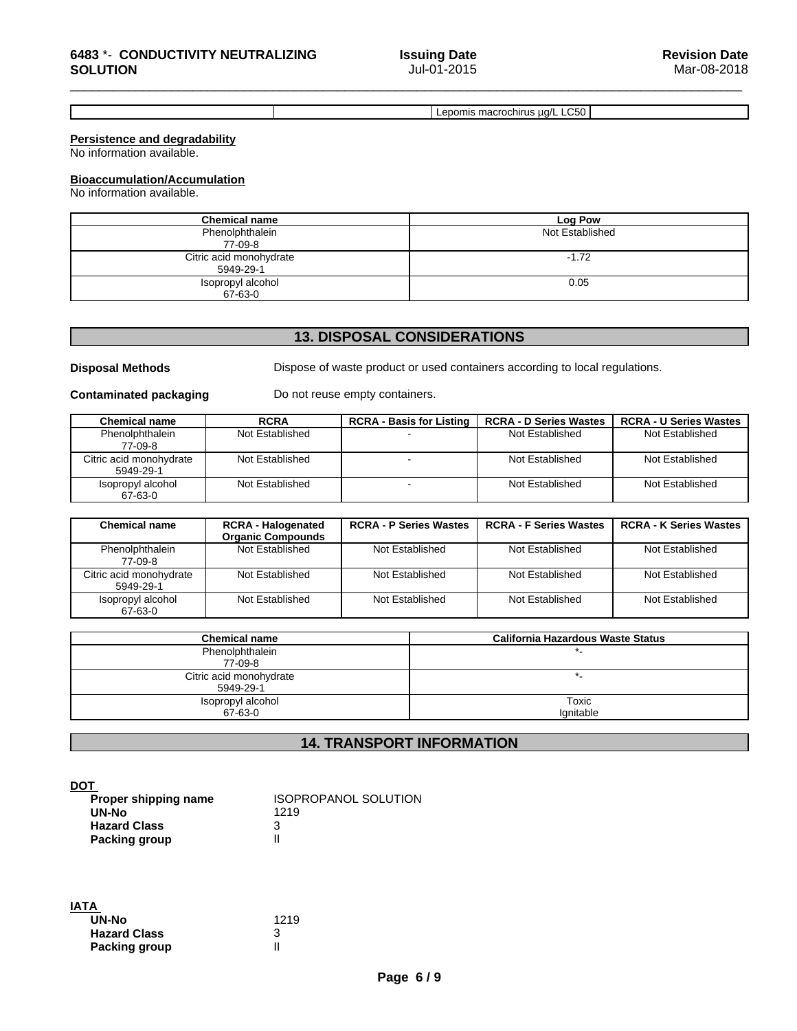| | | Lepomis macrochirus µg/L LC50 | |
|---|---|---|---|

**Persistence and degradability**

No information available.

**Bioaccumulation/Accumulation**

No information available.

| Chemical name | Log Pow |
|---|---|
| Phenolphthalein<br>77-09-8 | Not Established |
| Citric acid monohydrate<br>5949-29-1 | -1.72 |
| Isopropyl alcohol<br>67-63-0 | 0.05 |

## 13. DISPOSAL CONSIDERATIONS

**Disposal Methods** Dispose of waste product or used containers according to local regulations.

**Contaminated packaging** Do not reuse empty containers.

| Chemical name | RCRA | RCRA - Basis for Listing | RCRA - D Series Wastes | RCRA - U Series Wastes |
|---|---|---|---|---|
| Phenolphthalein<br>77-09-8 | Not Established | - | Not Established | Not Established |
| Citric acid monohydrate<br>5949-29-1 | Not Established | - | Not Established | Not Established |
| Isopropyl alcohol<br>67-63-0 | Not Established | - | Not Established | Not Established |

| Chemical name | RCRA - Halogenated Organic Compounds | RCRA - P Series Wastes | RCRA - F Series Wastes | RCRA - K Series Wastes |
|---|---|---|---|---|
| Phenolphthalein<br>77-09-8 | Not Established | Not Established | Not Established | Not Established |
| Citric acid monohydrate<br>5949-29-1 | Not Established | Not Established | Not Established | Not Established |
| Isopropyl alcohol<br>67-63-0 | Not Established | Not Established | Not Established | Not Established |

| Chemical name | California Hazardous Waste Status |
|---|---|
| Phenolphthalein<br>77-09-8 | *- |
| Citric acid monohydrate<br>5949-29-1 | *- |
| Isopropyl alcohol<br>67-63-0 | Toxic<br>Ignitable |

## 14. TRANSPORT INFORMATION

**DOT**

**Proper shipping name** ISOPROPANOL SOLUTION
**UN-No** 1219
**Hazard Class** 3
**Packing group** II

**IATA**

**UN-No** 1219
**Hazard Class** 3
**Packing group** II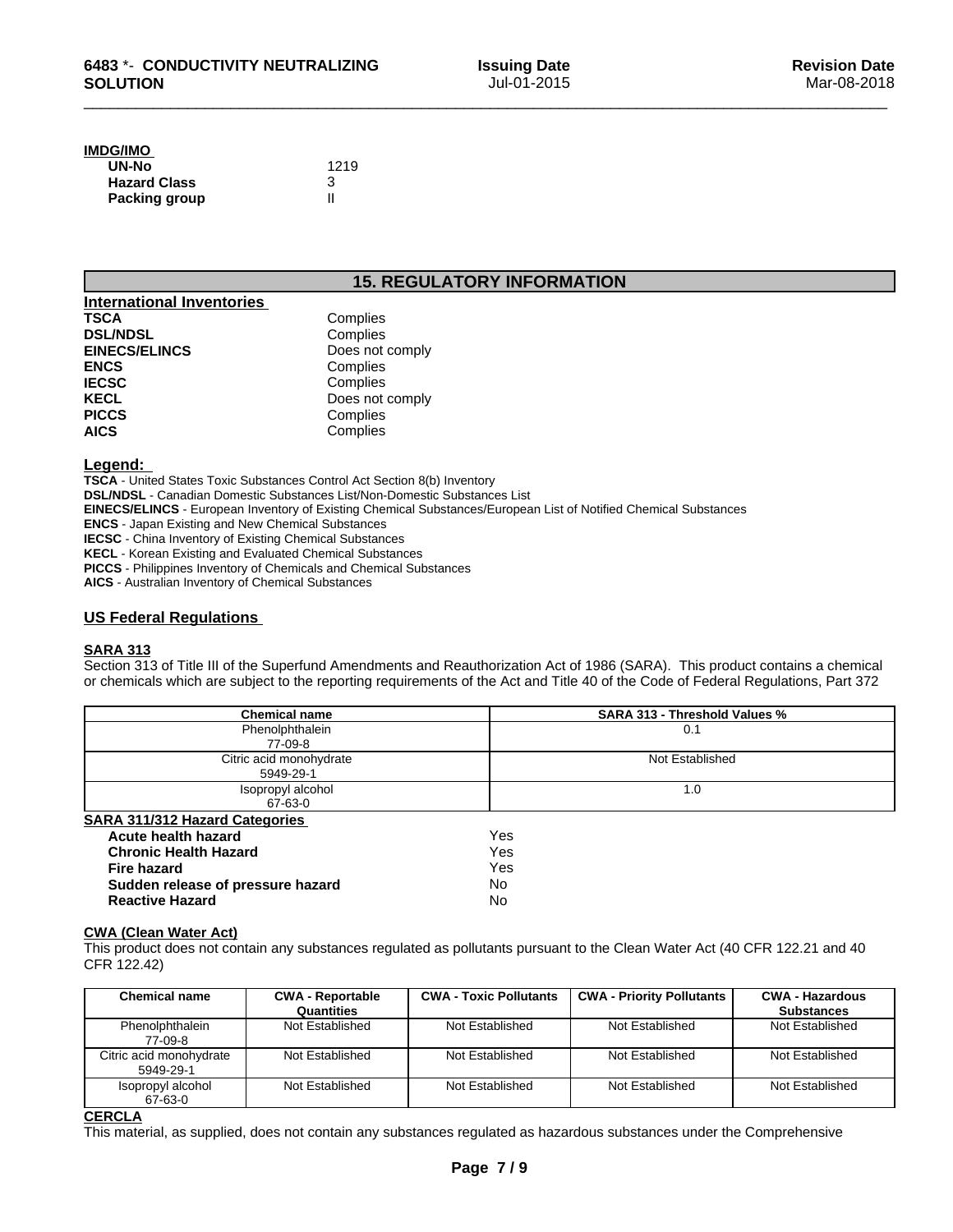**IMDG/IMO**

| | |
|---|---|
| **UN-No** | 1219 |
| **Hazard Class** | 3 |
| **Packing group** | II |

## 15. REGULATORY INFORMATION

**International Inventories**

| | |
|---|---|
| **TSCA** | Complies |
| **DSL/NDSL** | Complies |
| **EINECS/ELINCS** | Does not comply |
| **ENCS** | Complies |
| **IECSC** | Complies |
| **KECL** | Does not comply |
| **PICCS** | Complies |
| **AICS** | Complies |

**Legend:**

**TSCA** - United States Toxic Substances Control Act Section 8(b) Inventory
**DSL/NDSL** - Canadian Domestic Substances List/Non-Domestic Substances List
**EINECS/ELINCS** - European Inventory of Existing Chemical Substances/European List of Notified Chemical Substances
**ENCS** - Japan Existing and New Chemical Substances
**IECSC** - China Inventory of Existing Chemical Substances
**KECL** - Korean Existing and Evaluated Chemical Substances
**PICCS** - Philippines Inventory of Chemicals and Chemical Substances
**AICS** - Australian Inventory of Chemical Substances

### US Federal Regulations

**SARA 313**

Section 313 of Title III of the Superfund Amendments and Reauthorization Act of 1986 (SARA). This product contains a chemical or chemicals which are subject to the reporting requirements of the Act and Title 40 of the Code of Federal Regulations, Part 372

| Chemical name | SARA 313 - Threshold Values % |
|---|---|
| Phenolphthalein 77-09-8 | 0.1 |
| Citric acid monohydrate 5949-29-1 | Not Established |
| Isopropyl alcohol 67-63-0 | 1.0 |

**SARA 311/312 Hazard Categories**

| | |
|---|---|
| **Acute health hazard** | Yes |
| **Chronic Health Hazard** | Yes |
| **Fire hazard** | Yes |
| **Sudden release of pressure hazard** | No |
| **Reactive Hazard** | No |

**CWA (Clean Water Act)**

This product does not contain any substances regulated as pollutants pursuant to the Clean Water Act (40 CFR 122.21 and 40 CFR 122.42)

| Chemical name | CWA - Reportable Quantities | CWA - Toxic Pollutants | CWA - Priority Pollutants | CWA - Hazardous Substances |
|---|---|---|---|---|
| Phenolphthalein 77-09-8 | Not Established | Not Established | Not Established | Not Established |
| Citric acid monohydrate 5949-29-1 | Not Established | Not Established | Not Established | Not Established |
| Isopropyl alcohol 67-63-0 | Not Established | Not Established | Not Established | Not Established |

**CERCLA**

This material, as supplied, does not contain any substances regulated as hazardous substances under the Comprehensive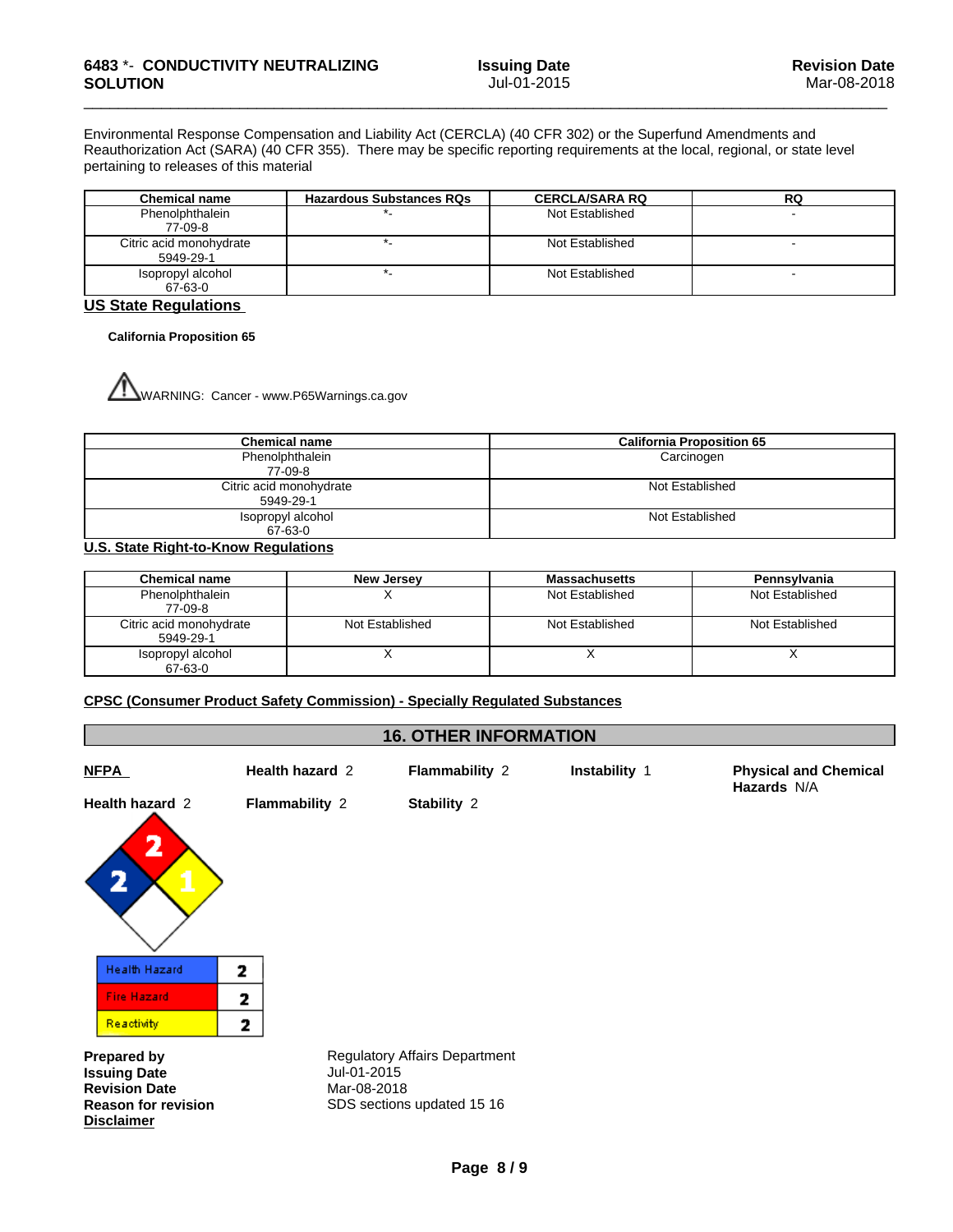Environmental Response Compensation and Liability Act (CERCLA) (40 CFR 302) or the Superfund Amendments and Reauthorization Act (SARA) (40 CFR 355). There may be specific reporting requirements at the local, regional, or state level pertaining to releases of this material

| Chemical name | Hazardous Substances RQs | CERCLA/SARA RQ | RQ |
|---|---|---|---|
| Phenolphthalein 77-09-8 | *- | Not Established | - |
| Citric acid monohydrate 5949-29-1 | *- | Not Established | - |
| Isopropyl alcohol 67-63-0 | *- | Not Established | - |

## US State Regulations

**California Proposition 65**

⚠WARNING: Cancer - www.P65Warnings.ca.gov

| Chemical name | California Proposition 65 |
|---|---|
| Phenolphthalein 77-09-8 | Carcinogen |
| Citric acid monohydrate 5949-29-1 | Not Established |
| Isopropyl alcohol 67-63-0 | Not Established |

## U.S. State Right-to-Know Regulations

| Chemical name | New Jersey | Massachusetts | Pennsylvania |
|---|---|---|---|
| Phenolphthalein 77-09-8 | X | Not Established | Not Established |
| Citric acid monohydrate 5949-29-1 | Not Established | Not Established | Not Established |
| Isopropyl alcohol 67-63-0 | X | X | X |

## CPSC (Consumer Product Safety Commission) - Specially Regulated Substances

## 16. OTHER INFORMATION

**NFPA** **Health hazard** 2 **Flammability** 2 **Instability** 1 **Physical and Chemical Hazards** N/A

**Health hazard** 2 **Flammability** 2 **Stability** 2

| Health Hazard | 2 |
|---|---|
| Fire Hazard | 2 |
| Reactivity | 2 |

**Prepared by** Regulatory Affairs Department
**Issuing Date** Jul-01-2015
**Revision Date** Mar-08-2018
**Reason for revision** SDS sections updated 15 16
**Disclaimer**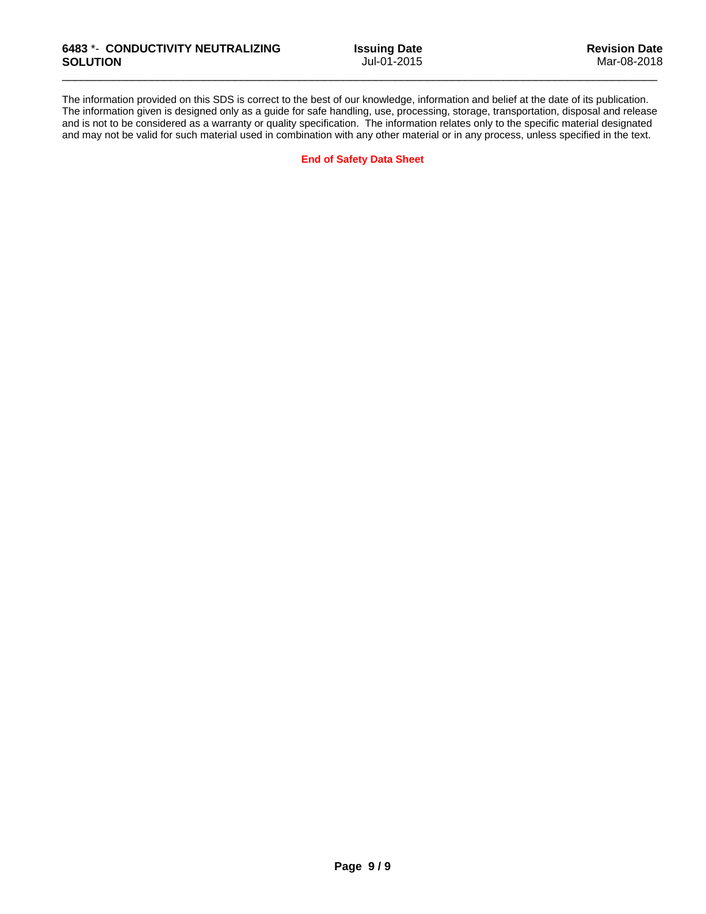The information provided on this SDS is correct to the best of our knowledge, information and belief at the date of its publication. The information given is designed only as a guide for safe handling, use, processing, storage, transportation, disposal and release and is not to be considered as a warranty or quality specification. The information relates only to the specific material designated and may not be valid for such material used in combination with any other material or in any process, unless specified in the text.

**End of Safety Data Sheet**